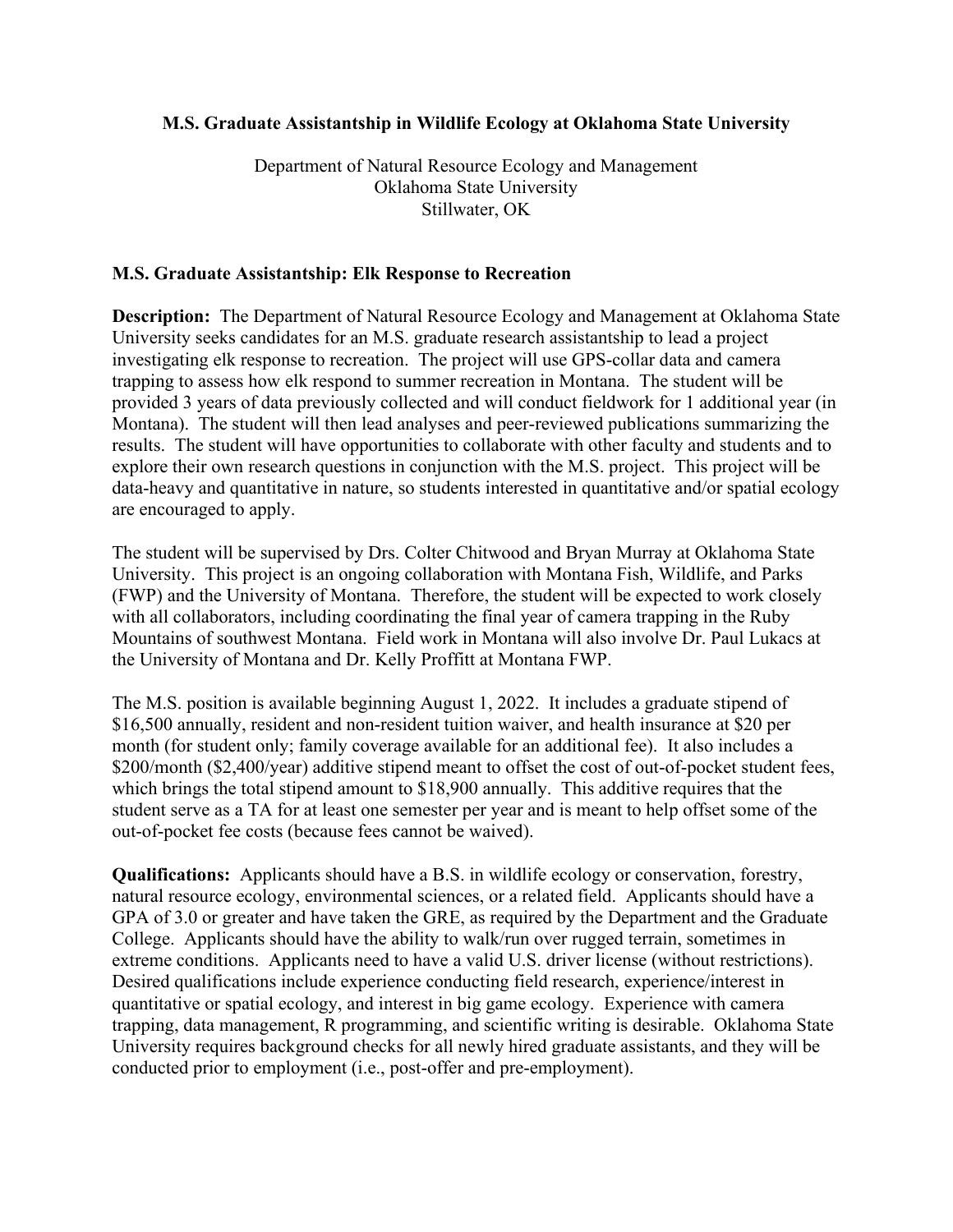# M.S. Graduate Assistantship in Wildlife Ecology at Oklahoma State University

Department of Natural Resource Ecology and Management
Oklahoma State University
Stillwater, OK

## M.S. Graduate Assistantship: Elk Response to Recreation

**Description:** The Department of Natural Resource Ecology and Management at Oklahoma State University seeks candidates for an M.S. graduate research assistantship to lead a project investigating elk response to recreation. The project will use GPS-collar data and camera trapping to assess how elk respond to summer recreation in Montana. The student will be provided 3 years of data previously collected and will conduct fieldwork for 1 additional year (in Montana). The student will then lead analyses and peer-reviewed publications summarizing the results. The student will have opportunities to collaborate with other faculty and students and to explore their own research questions in conjunction with the M.S. project. This project will be data-heavy and quantitative in nature, so students interested in quantitative and/or spatial ecology are encouraged to apply.

The student will be supervised by Drs. Colter Chitwood and Bryan Murray at Oklahoma State University. This project is an ongoing collaboration with Montana Fish, Wildlife, and Parks (FWP) and the University of Montana. Therefore, the student will be expected to work closely with all collaborators, including coordinating the final year of camera trapping in the Ruby Mountains of southwest Montana. Field work in Montana will also involve Dr. Paul Lukacs at the University of Montana and Dr. Kelly Proffitt at Montana FWP.

The M.S. position is available beginning August 1, 2022. It includes a graduate stipend of $16,500 annually, resident and non-resident tuition waiver, and health insurance at $20 per month (for student only; family coverage available for an additional fee). It also includes a $200/month ($2,400/year) additive stipend meant to offset the cost of out-of-pocket student fees, which brings the total stipend amount to $18,900 annually. This additive requires that the student serve as a TA for at least one semester per year and is meant to help offset some of the out-of-pocket fee costs (because fees cannot be waived).

**Qualifications:** Applicants should have a B.S. in wildlife ecology or conservation, forestry, natural resource ecology, environmental sciences, or a related field. Applicants should have a GPA of 3.0 or greater and have taken the GRE, as required by the Department and the Graduate College. Applicants should have the ability to walk/run over rugged terrain, sometimes in extreme conditions. Applicants need to have a valid U.S. driver license (without restrictions). Desired qualifications include experience conducting field research, experience/interest in quantitative or spatial ecology, and interest in big game ecology. Experience with camera trapping, data management, R programming, and scientific writing is desirable. Oklahoma State University requires background checks for all newly hired graduate assistants, and they will be conducted prior to employment (i.e., post-offer and pre-employment).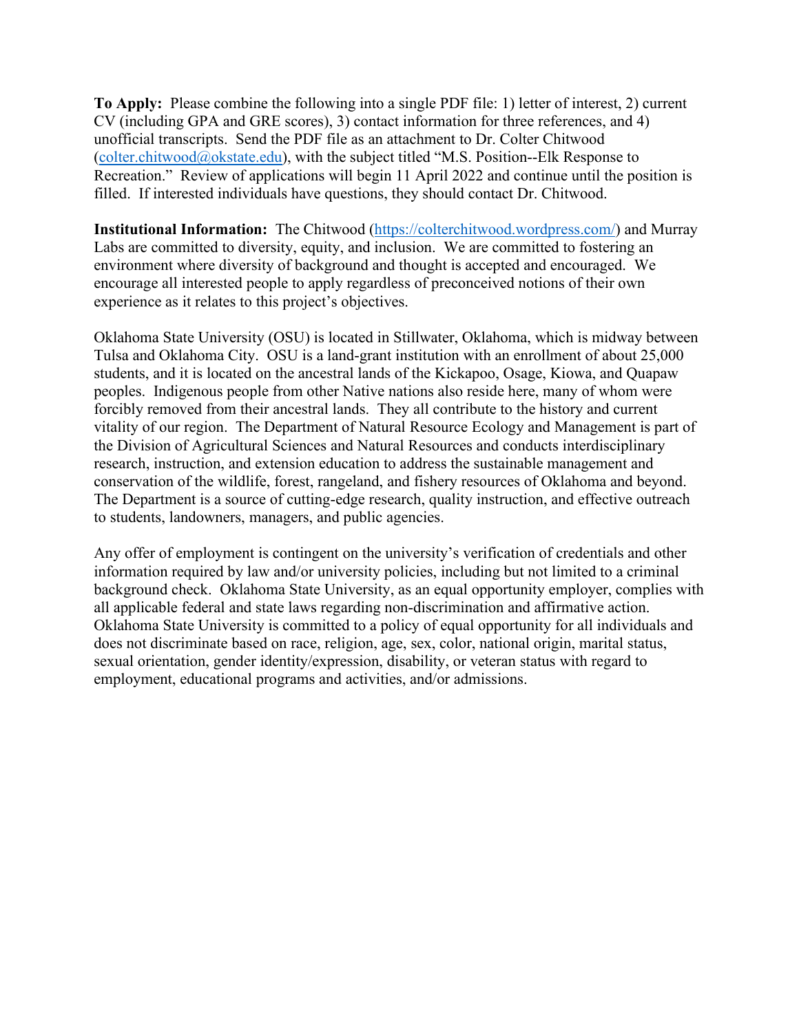**To Apply:** Please combine the following into a single PDF file: 1) letter of interest, 2) current CV (including GPA and GRE scores), 3) contact information for three references, and 4) unofficial transcripts. Send the PDF file as an attachment to Dr. Colter Chitwood (colter.chitwood@okstate.edu), with the subject titled "M.S. Position--Elk Response to Recreation." Review of applications will begin 11 April 2022 and continue until the position is filled. If interested individuals have questions, they should contact Dr. Chitwood.

**Institutional Information:** The Chitwood (https://colterchitwood.wordpress.com/) and Murray Labs are committed to diversity, equity, and inclusion. We are committed to fostering an environment where diversity of background and thought is accepted and encouraged. We encourage all interested people to apply regardless of preconceived notions of their own experience as it relates to this project's objectives.

Oklahoma State University (OSU) is located in Stillwater, Oklahoma, which is midway between Tulsa and Oklahoma City. OSU is a land-grant institution with an enrollment of about 25,000 students, and it is located on the ancestral lands of the Kickapoo, Osage, Kiowa, and Quapaw peoples. Indigenous people from other Native nations also reside here, many of whom were forcibly removed from their ancestral lands. They all contribute to the history and current vitality of our region. The Department of Natural Resource Ecology and Management is part of the Division of Agricultural Sciences and Natural Resources and conducts interdisciplinary research, instruction, and extension education to address the sustainable management and conservation of the wildlife, forest, rangeland, and fishery resources of Oklahoma and beyond. The Department is a source of cutting-edge research, quality instruction, and effective outreach to students, landowners, managers, and public agencies.

Any offer of employment is contingent on the university's verification of credentials and other information required by law and/or university policies, including but not limited to a criminal background check. Oklahoma State University, as an equal opportunity employer, complies with all applicable federal and state laws regarding non-discrimination and affirmative action. Oklahoma State University is committed to a policy of equal opportunity for all individuals and does not discriminate based on race, religion, age, sex, color, national origin, marital status, sexual orientation, gender identity/expression, disability, or veteran status with regard to employment, educational programs and activities, and/or admissions.